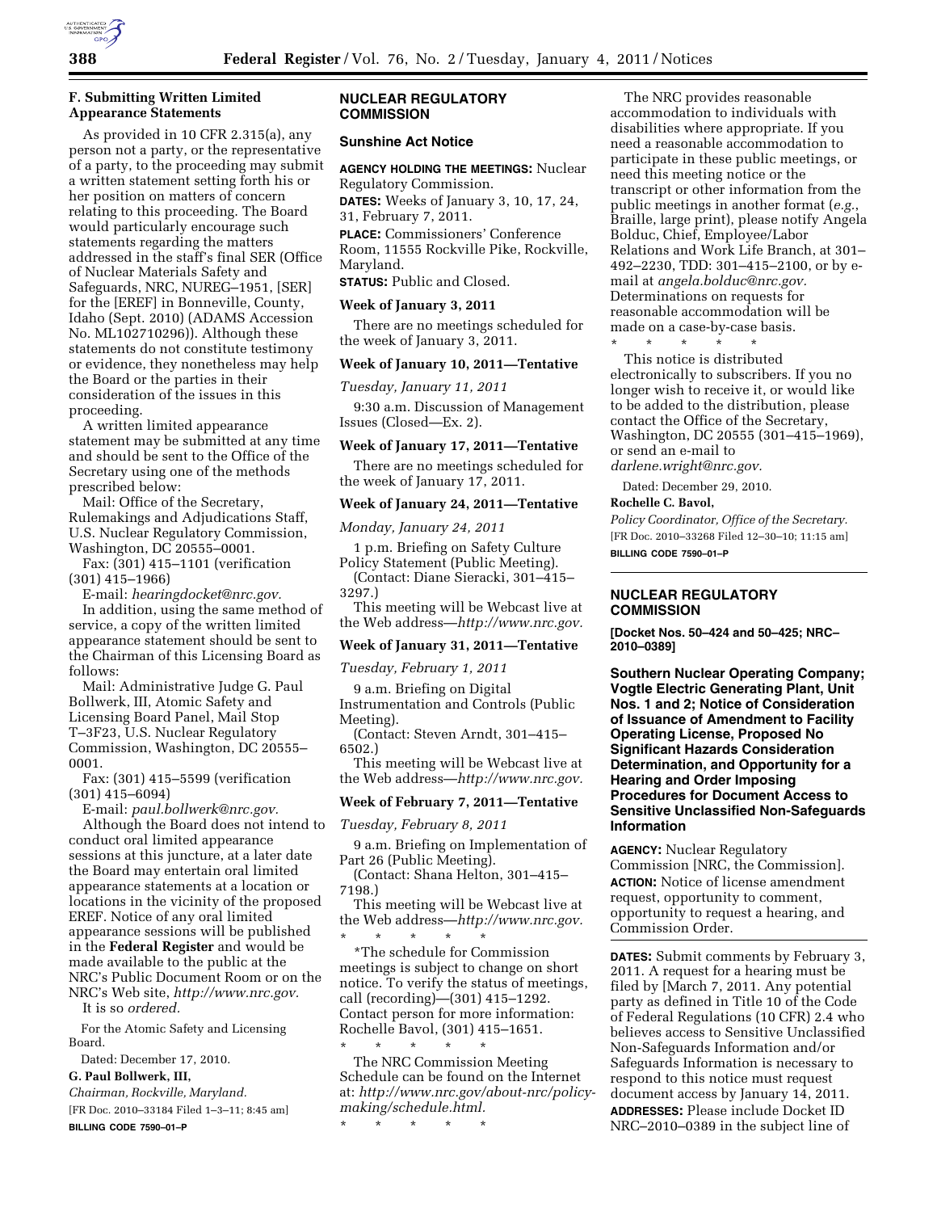### F. Submitting Written Limited Appearance Statements

As provided in 10 CFR 2.315(a), any person not a party, or the representative of a party, to the proceeding may submit a written statement setting forth his or her position on matters of concern relating to this proceeding. The Board would particularly encourage such statements regarding the matters addressed in the staff's final SER (Office of Nuclear Materials Safety and Safeguards, NRC, NUREG–1951, [SER] for the [EREF] in Bonneville, County, Idaho (Sept. 2010) (ADAMS Accession No. ML102710296)). Although these statements do not constitute testimony or evidence, they nonetheless may help the Board or the parties in their consideration of the issues in this proceeding.

A written limited appearance statement may be submitted at any time and should be sent to the Office of the Secretary using one of the methods prescribed below:

Mail: Office of the Secretary, Rulemakings and Adjudications Staff, U.S. Nuclear Regulatory Commission, Washington, DC 20555–0001.

Fax: (301) 415–1101 (verification (301) 415–1966)

E-mail: *hearingdocket@nrc.gov.*

In addition, using the same method of service, a copy of the written limited appearance statement should be sent to the Chairman of this Licensing Board as follows:

Mail: Administrative Judge G. Paul Bollwerk, III, Atomic Safety and Licensing Board Panel, Mail Stop T–3F23, U.S. Nuclear Regulatory Commission, Washington, DC 20555–0001.

Fax: (301) 415–5599 (verification (301) 415–6094)

E-mail: *paul.bollwerk@nrc.gov.*

Although the Board does not intend to conduct oral limited appearance sessions at this juncture, at a later date the Board may entertain oral limited appearance statements at a location or locations in the vicinity of the proposed EREF. Notice of any oral limited appearance sessions will be published in the **Federal Register** and would be made available to the public at the NRC's Public Document Room or on the NRC's Web site, *http://www.nrc.gov.*

It is so *ordered.*

For the Atomic Safety and Licensing Board.

Dated: December 17, 2010.

**G. Paul Bollwerk, III,**

*Chairman, Rockville, Maryland.*

[FR Doc. 2010–33184 Filed 1–3–11; 8:45 am]

**BILLING CODE 7590–01–P**

## NUCLEAR REGULATORY COMMISSION

### Sunshine Act Notice

**AGENCY HOLDING THE MEETINGS:** Nuclear Regulatory Commission.

**DATES:** Weeks of January 3, 10, 17, 24, 31, February 7, 2011.

**PLACE:** Commissioners' Conference Room, 11555 Rockville Pike, Rockville, Maryland.

**STATUS:** Public and Closed.

#### Week of January 3, 2011

There are no meetings scheduled for the week of January 3, 2011.

#### Week of January 10, 2011—Tentative

*Tuesday, January 11, 2011*

9:30 a.m. Discussion of Management Issues (Closed—Ex. 2).

#### Week of January 17, 2011—Tentative

There are no meetings scheduled for the week of January 17, 2011.

#### Week of January 24, 2011—Tentative

*Monday, January 24, 2011*

1 p.m. Briefing on Safety Culture Policy Statement (Public Meeting).

(Contact: Diane Sieracki, 301–415–3297.)

This meeting will be Webcast live at the Web address—*http://www.nrc.gov.*

#### Week of January 31, 2011—Tentative

*Tuesday, February 1, 2011*

9 a.m. Briefing on Digital Instrumentation and Controls (Public Meeting).

(Contact: Steven Arndt, 301–415–6502.)

This meeting will be Webcast live at the Web address—*http://www.nrc.gov.*

#### Week of February 7, 2011—Tentative

*Tuesday, February 8, 2011*

9 a.m. Briefing on Implementation of Part 26 (Public Meeting).

(Contact: Shana Helton, 301–415–7198.)

This meeting will be Webcast live at the Web address—*http://www.nrc.gov.*

\* \* \* \* \*

*The schedule for Commission meetings is subject to change on short notice. To verify the status of meetings, call (recording)—(301) 415–1292. Contact person for more information: Rochelle Bavol, (301) 415–1651.

\* \* \* \* \*

The NRC Commission Meeting Schedule can be found on the Internet at: *http://www.nrc.gov/about-nrc/policy-making/schedule.html.*

\* \* \* \* \*

The NRC provides reasonable accommodation to individuals with disabilities where appropriate. If you need a reasonable accommodation to participate in these public meetings, or need this meeting notice or the transcript or other information from the public meetings in another format (*e.g.*, Braille, large print), please notify Angela Bolduc, Chief, Employee/Labor Relations and Work Life Branch, at 301–492–2230, TDD: 301–415–2100, or by e-mail at *angela.bolduc@nrc.gov.* Determinations on requests for reasonable accommodation will be made on a case-by-case basis.

\* \* \* \* \*

This notice is distributed electronically to subscribers. If you no longer wish to receive it, or would like to be added to the distribution, please contact the Office of the Secretary, Washington, DC 20555 (301–415–1969), or send an e-mail to *darlene.wright@nrc.gov.*

Dated: December 29, 2010.

**Rochelle C. Bavol,**

*Policy Coordinator, Office of the Secretary.*

[FR Doc. 2010–33268 Filed 12–30–10; 11:15 am]

**BILLING CODE 7590–01–P**

## NUCLEAR REGULATORY COMMISSION

**[Docket Nos. 50–424 and 50–425; NRC–2010–0389]**

### Southern Nuclear Operating Company; Vogtle Electric Generating Plant, Unit Nos. 1 and 2; Notice of Consideration of Issuance of Amendment to Facility Operating License, Proposed No Significant Hazards Consideration Determination, and Opportunity for a Hearing and Order Imposing Procedures for Document Access to Sensitive Unclassified Non-Safeguards Information

**AGENCY:** Nuclear Regulatory Commission [NRC, the Commission].

**ACTION:** Notice of license amendment request, opportunity to comment, opportunity to request a hearing, and Commission Order.

**DATES:** Submit comments by February 3, 2011. A request for a hearing must be filed by [March 7, 2011. Any potential party as defined in Title 10 of the Code of Federal Regulations (10 CFR) 2.4 who believes access to Sensitive Unclassified Non-Safeguards Information and/or Safeguards Information is necessary to respond to this notice must request document access by January 14, 2011.

**ADDRESSES:** Please include Docket ID NRC–2010–0389 in the subject line of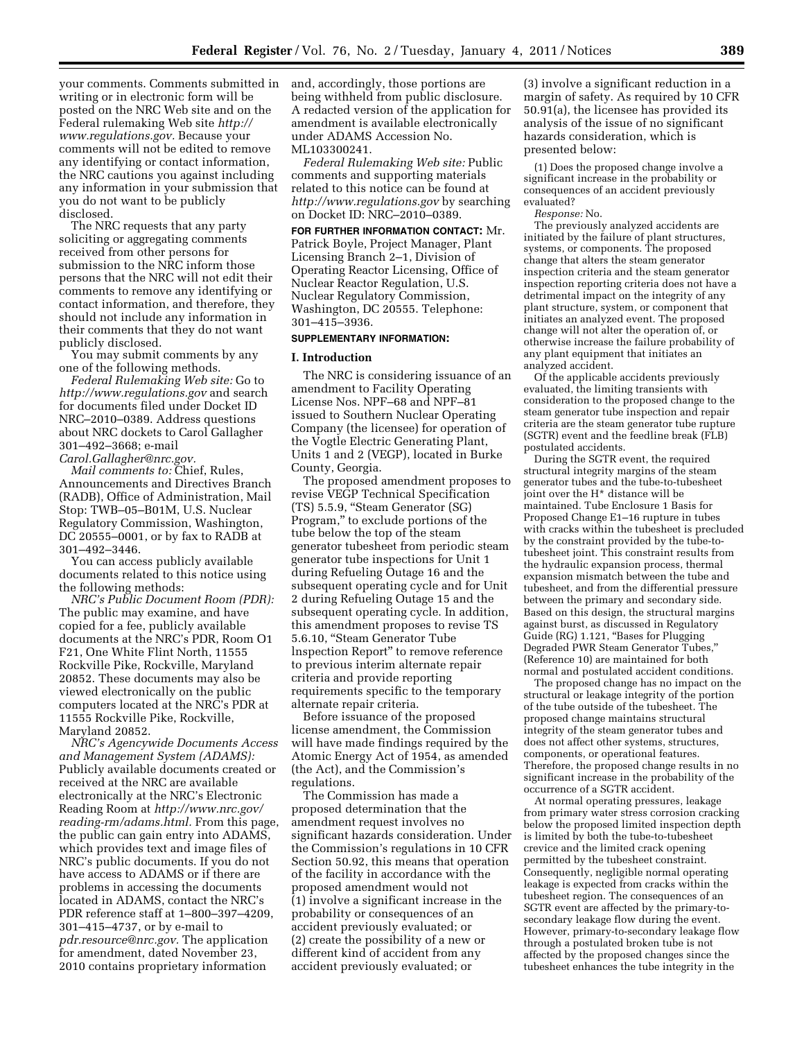your comments. Comments submitted in writing or in electronic form will be posted on the NRC Web site and on the Federal rulemaking Web site *http://www.regulations.gov.* Because your comments will not be edited to remove any identifying or contact information, the NRC cautions you against including any information in your submission that you do not want to be publicly disclosed.

The NRC requests that any party soliciting or aggregating comments received from other persons for submission to the NRC inform those persons that the NRC will not edit their comments to remove any identifying or contact information, and therefore, they should not include any information in their comments that they do not want publicly disclosed.

You may submit comments by any one of the following methods.

*Federal Rulemaking Web site:* Go to *http://www.regulations.gov* and search for documents filed under Docket ID NRC–2010–0389. Address questions about NRC dockets to Carol Gallagher 301–492–3668; e-mail *Carol.Gallagher@nrc.gov.*

*Mail comments to:* Chief, Rules, Announcements and Directives Branch (RADB), Office of Administration, Mail Stop: TWB–05–B01M, U.S. Nuclear Regulatory Commission, Washington, DC 20555–0001, or by fax to RADB at 301–492–3446.

You can access publicly available documents related to this notice using the following methods:

*NRC's Public Document Room (PDR):* The public may examine, and have copied for a fee, publicly available documents at the NRC's PDR, Room O1 F21, One White Flint North, 11555 Rockville Pike, Rockville, Maryland 20852. These documents may also be viewed electronically on the public computers located at the NRC's PDR at 11555 Rockville Pike, Rockville, Maryland 20852.

*NRC's Agencywide Documents Access and Management System (ADAMS):* Publicly available documents created or received at the NRC are available electronically at the NRC's Electronic Reading Room at *http://www.nrc.gov/reading-rm/adams.html.* From this page, the public can gain entry into ADAMS, which provides text and image files of NRC's public documents. If you do not have access to ADAMS or if there are problems in accessing the documents located in ADAMS, contact the NRC's PDR reference staff at 1–800–397–4209, 301–415–4737, or by e-mail to *pdr.resource@nrc.gov.* The application for amendment, dated November 23, 2010 contains proprietary information and, accordingly, those portions are being withheld from public disclosure. A redacted version of the application for amendment is available electronically under ADAMS Accession No. ML103300241.

*Federal Rulemaking Web site:* Public comments and supporting materials related to this notice can be found at *http://www.regulations.gov* by searching on Docket ID: NRC–2010–0389.

**FOR FURTHER INFORMATION CONTACT:** Mr. Patrick Boyle, Project Manager, Plant Licensing Branch 2–1, Division of Operating Reactor Licensing, Office of Nuclear Reactor Regulation, U.S. Nuclear Regulatory Commission, Washington, DC 20555. Telephone: 301–415–3936.

**SUPPLEMENTARY INFORMATION:**

## I. Introduction

The NRC is considering issuance of an amendment to Facility Operating License Nos. NPF–68 and NPF–81 issued to Southern Nuclear Operating Company (the licensee) for operation of the Vogtle Electric Generating Plant, Units 1 and 2 (VEGP), located in Burke County, Georgia.

The proposed amendment proposes to revise VEGP Technical Specification (TS) 5.5.9, "Steam Generator (SG) Program," to exclude portions of the tube below the top of the steam generator tubesheet from periodic steam generator tube inspections for Unit 1 during Refueling Outage 16 and the subsequent operating cycle and for Unit 2 during Refueling Outage 15 and the subsequent operating cycle. In addition, this amendment proposes to revise TS 5.6.10, "Steam Generator Tube lnspection Report" to remove reference to previous interim alternate repair criteria and provide reporting requirements specific to the temporary alternate repair criteria.

Before issuance of the proposed license amendment, the Commission will have made findings required by the Atomic Energy Act of 1954, as amended (the Act), and the Commission's regulations.

The Commission has made a proposed determination that the amendment request involves no significant hazards consideration. Under the Commission's regulations in 10 CFR Section 50.92, this means that operation of the facility in accordance with the proposed amendment would not (1) involve a significant increase in the probability or consequences of an accident previously evaluated; or (2) create the possibility of a new or different kind of accident from any accident previously evaluated; or (3) involve a significant reduction in a margin of safety. As required by 10 CFR 50.91(a), the licensee has provided its analysis of the issue of no significant hazards consideration, which is presented below:

(1) Does the proposed change involve a significant increase in the probability or consequences of an accident previously evaluated?

*Response:* No.

The previously analyzed accidents are initiated by the failure of plant structures, systems, or components. The proposed change that alters the steam generator inspection criteria and the steam generator inspection reporting criteria does not have a detrimental impact on the integrity of any plant structure, system, or component that initiates an analyzed event. The proposed change will not alter the operation of, or otherwise increase the failure probability of any plant equipment that initiates an analyzed accident.

Of the applicable accidents previously evaluated, the limiting transients with consideration to the proposed change to the steam generator tube inspection and repair criteria are the steam generator tube rupture (SGTR) event and the feedline break (FLB) postulated accidents.

During the SGTR event, the required structural integrity margins of the steam generator tubes and the tube-to-tubesheet joint over the H* distance will be maintained. Tube Enclosure 1 Basis for Proposed Change E1–16 rupture in tubes with cracks within the tubesheet is precluded by the constraint provided by the tube-to-tubesheet joint. This constraint results from the hydraulic expansion process, thermal expansion mismatch between the tube and tubesheet, and from the differential pressure between the primary and secondary side. Based on this design, the structural margins against burst, as discussed in Regulatory Guide (RG) 1.121, "Bases for Plugging Degraded PWR Steam Generator Tubes," (Reference 10) are maintained for both normal and postulated accident conditions.

The proposed change has no impact on the structural or leakage integrity of the portion of the tube outside of the tubesheet. The proposed change maintains structural integrity of the steam generator tubes and does not affect other systems, structures, components, or operational features. Therefore, the proposed change results in no significant increase in the probability of the occurrence of a SGTR accident.

At normal operating pressures, leakage from primary water stress corrosion cracking below the proposed limited inspection depth is limited by both the tube-to-tubesheet crevice and the limited crack opening permitted by the tubesheet constraint. Consequently, negligible normal operating leakage is expected from cracks within the tubesheet region. The consequences of an SGTR event are affected by the primary-to-secondary leakage flow during the event. However, primary-to-secondary leakage flow through a postulated broken tube is not affected by the proposed changes since the tubesheet enhances the tube integrity in the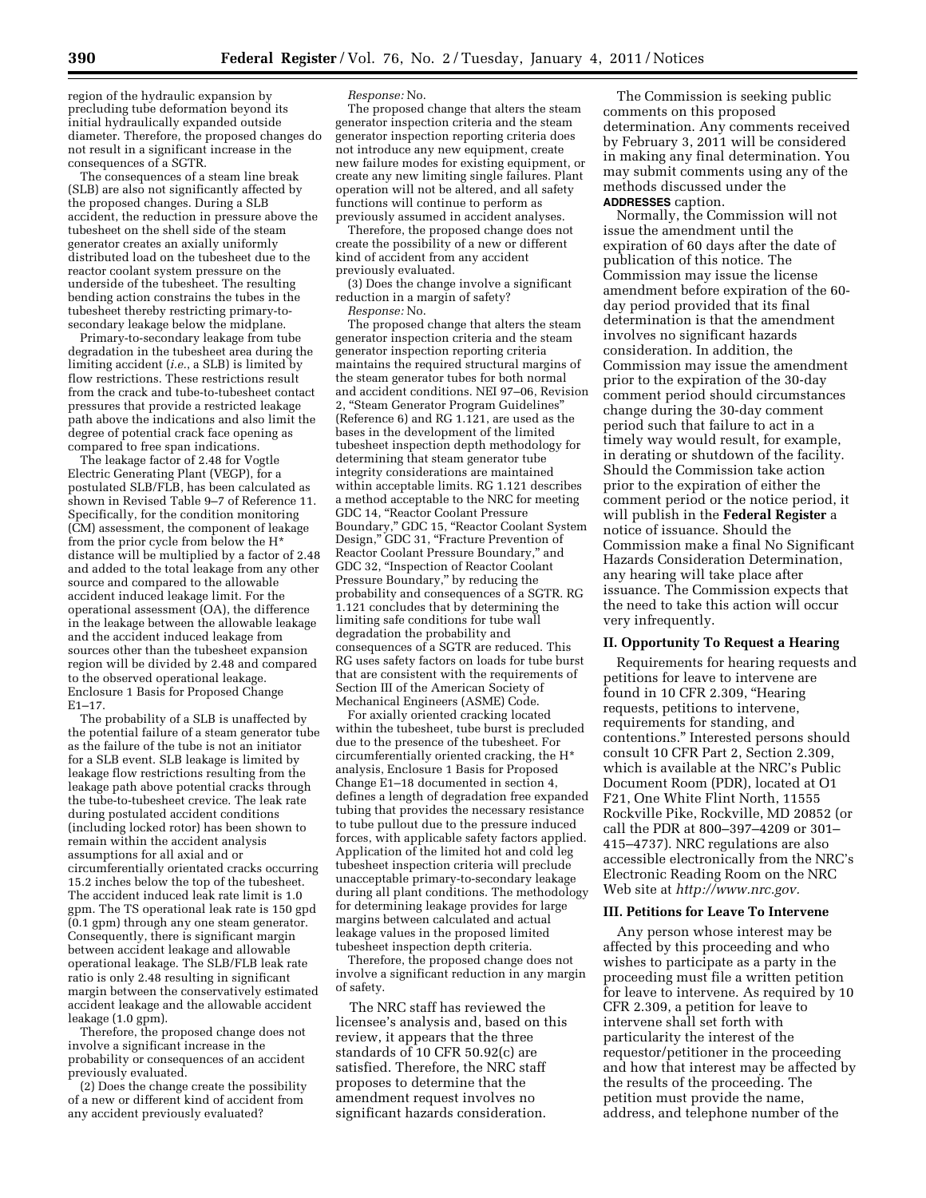region of the hydraulic expansion by precluding tube deformation beyond its initial hydraulically expanded outside diameter. Therefore, the proposed changes do not result in a significant increase in the consequences of a SGTR.

The consequences of a steam line break (SLB) are also not significantly affected by the proposed changes. During a SLB accident, the reduction in pressure above the tubesheet on the shell side of the steam generator creates an axially uniformly distributed load on the tubesheet due to the reactor coolant system pressure on the underside of the tubesheet. The resulting bending action constrains the tubes in the tubesheet thereby restricting primary-to-secondary leakage below the midplane.

Primary-to-secondary leakage from tube degradation in the tubesheet area during the limiting accident (*i.e.*, a SLB) is limited by flow restrictions. These restrictions result from the crack and tube-to-tubesheet contact pressures that provide a restricted leakage path above the indications and also limit the degree of potential crack face opening as compared to free span indications.

The leakage factor of 2.48 for Vogtle Electric Generating Plant (VEGP), for a postulated SLB/FLB, has been calculated as shown in Revised Table 9–7 of Reference 11. Specifically, for the condition monitoring (CM) assessment, the component of leakage from the prior cycle from below the H* distance will be multiplied by a factor of 2.48 and added to the total leakage from any other source and compared to the allowable accident induced leakage limit. For the operational assessment (OA), the difference in the leakage between the allowable leakage and the accident induced leakage from sources other than the tubesheet expansion region will be divided by 2.48 and compared to the observed operational leakage. Enclosure 1 Basis for Proposed Change E1–17.

The probability of a SLB is unaffected by the potential failure of a steam generator tube as the failure of the tube is not an initiator for a SLB event. SLB leakage is limited by leakage flow restrictions resulting from the leakage path above potential cracks through the tube-to-tubesheet crevice. The leak rate during postulated accident conditions (including locked rotor) has been shown to remain within the accident analysis assumptions for all axial and or circumferentially orientated cracks occurring 15.2 inches below the top of the tubesheet. The accident induced leak rate limit is 1.0 gpm. The TS operational leak rate is 150 gpd (0.1 gpm) through any one steam generator. Consequently, there is significant margin between accident leakage and allowable operational leakage. The SLB/FLB leak rate ratio is only 2.48 resulting in significant margin between the conservatively estimated accident leakage and the allowable accident leakage (1.0 gpm).

Therefore, the proposed change does not involve a significant increase in the probability or consequences of an accident previously evaluated.

(2) Does the change create the possibility of a new or different kind of accident from any accident previously evaluated?

*Response:* No.

The proposed change that alters the steam generator inspection criteria and the steam generator inspection reporting criteria does not introduce any new equipment, create new failure modes for existing equipment, or create any new limiting single failures. Plant operation will not be altered, and all safety functions will continue to perform as previously assumed in accident analyses.

Therefore, the proposed change does not create the possibility of a new or different kind of accident from any accident previously evaluated.

(3) Does the change involve a significant reduction in a margin of safety?

*Response:* No.

The proposed change that alters the steam generator inspection criteria and the steam generator inspection reporting criteria maintains the required structural margins of the steam generator tubes for both normal and accident conditions. NEI 97–06, Revision 2, "Steam Generator Program Guidelines" (Reference 6) and RG 1.121, are used as the bases in the development of the limited tubesheet inspection depth methodology for determining that steam generator tube integrity considerations are maintained within acceptable limits. RG 1.121 describes a method acceptable to the NRC for meeting GDC 14, "Reactor Coolant Pressure Boundary," GDC 15, "Reactor Coolant System Design," GDC 31, "Fracture Prevention of Reactor Coolant Pressure Boundary," and GDC 32, "Inspection of Reactor Coolant Pressure Boundary," by reducing the probability and consequences of a SGTR. RG 1.121 concludes that by determining the limiting safe conditions for tube wall degradation the probability and consequences of a SGTR are reduced. This RG uses safety factors on loads for tube burst that are consistent with the requirements of Section III of the American Society of Mechanical Engineers (ASME) Code.

For axially oriented cracking located within the tubesheet, tube burst is precluded due to the presence of the tubesheet. For circumferentially oriented cracking, the H* analysis, Enclosure 1 Basis for Proposed Change E1–18 documented in section 4, defines a length of degradation free expanded tubing that provides the necessary resistance to tube pullout due to the pressure induced forces, with applicable safety factors applied. Application of the limited hot and cold leg tubesheet inspection criteria will preclude unacceptable primary-to-secondary leakage during all plant conditions. The methodology for determining leakage provides for large margins between calculated and actual leakage values in the proposed limited tubesheet inspection depth criteria.

Therefore, the proposed change does not involve a significant reduction in any margin of safety.

The NRC staff has reviewed the licensee's analysis and, based on this review, it appears that the three standards of 10 CFR 50.92(c) are satisfied. Therefore, the NRC staff proposes to determine that the amendment request involves no significant hazards consideration.

The Commission is seeking public comments on this proposed determination. Any comments received by February 3, 2011 will be considered in making any final determination. You may submit comments using any of the methods discussed under the **ADDRESSES** caption.

Normally, the Commission will not issue the amendment until the expiration of 60 days after the date of publication of this notice. The Commission may issue the license amendment before expiration of the 60-day period provided that its final determination is that the amendment involves no significant hazards consideration. In addition, the Commission may issue the amendment prior to the expiration of the 30-day comment period should circumstances change during the 30-day comment period such that failure to act in a timely way would result, for example, in derating or shutdown of the facility. Should the Commission take action prior to the expiration of either the comment period or the notice period, it will publish in the **Federal Register** a notice of issuance. Should the Commission make a final No Significant Hazards Consideration Determination, any hearing will take place after issuance. The Commission expects that the need to take this action will occur very infrequently.

## II. Opportunity To Request a Hearing

Requirements for hearing requests and petitions for leave to intervene are found in 10 CFR 2.309, "Hearing requests, petitions to intervene, requirements for standing, and contentions." Interested persons should consult 10 CFR Part 2, Section 2.309, which is available at the NRC's Public Document Room (PDR), located at O1 F21, One White Flint North, 11555 Rockville Pike, Rockville, MD 20852 (or call the PDR at 800–397–4209 or 301–415–4737). NRC regulations are also accessible electronically from the NRC's Electronic Reading Room on the NRC Web site at *http://www.nrc.gov*.

## III. Petitions for Leave To Intervene

Any person whose interest may be affected by this proceeding and who wishes to participate as a party in the proceeding must file a written petition for leave to intervene. As required by 10 CFR 2.309, a petition for leave to intervene shall set forth with particularity the interest of the requestor/petitioner in the proceeding and how that interest may be affected by the results of the proceeding. The petition must provide the name, address, and telephone number of the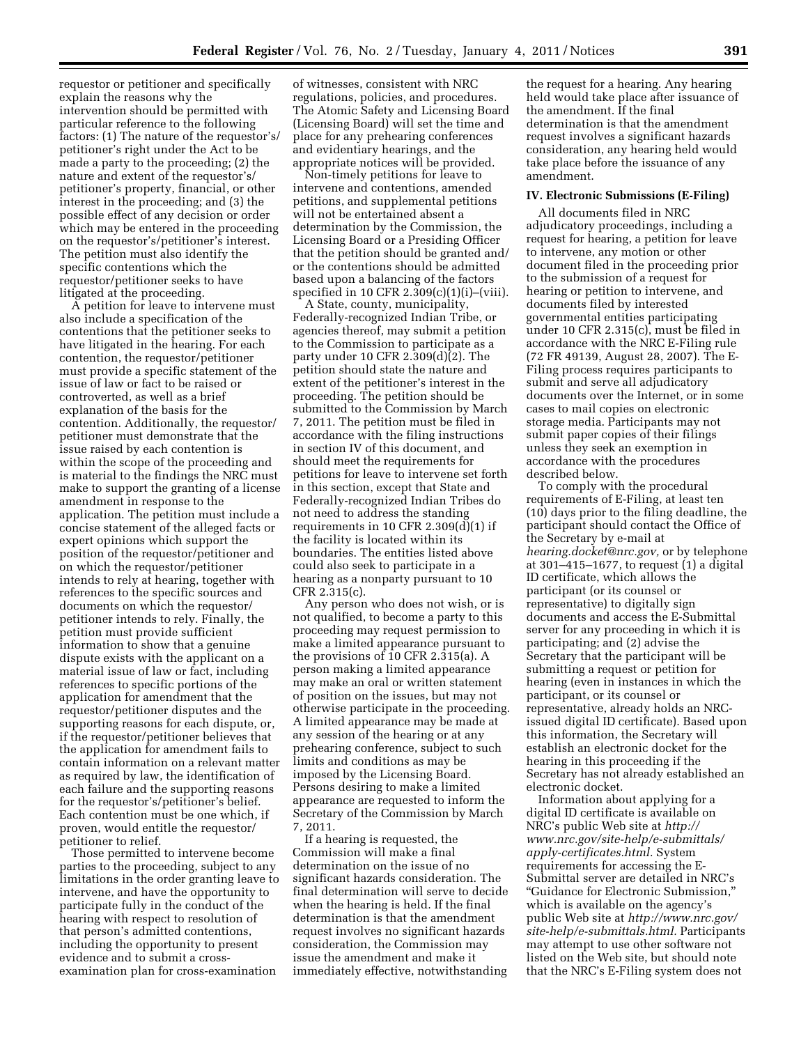requestor or petitioner and specifically explain the reasons why the intervention should be permitted with particular reference to the following factors: (1) The nature of the requestor's/petitioner's right under the Act to be made a party to the proceeding; (2) the nature and extent of the requestor's/petitioner's property, financial, or other interest in the proceeding; and (3) the possible effect of any decision or order which may be entered in the proceeding on the requestor's/petitioner's interest. The petition must also identify the specific contentions which the requestor/petitioner seeks to have litigated at the proceeding.

A petition for leave to intervene must also include a specification of the contentions that the petitioner seeks to have litigated in the hearing. For each contention, the requestor/petitioner must provide a specific statement of the issue of law or fact to be raised or controverted, as well as a brief explanation of the basis for the contention. Additionally, the requestor/petitioner must demonstrate that the issue raised by each contention is within the scope of the proceeding and is material to the findings the NRC must make to support the granting of a license amendment in response to the application. The petition must include a concise statement of the alleged facts or expert opinions which support the position of the requestor/petitioner and on which the requestor/petitioner intends to rely at hearing, together with references to the specific sources and documents on which the requestor/petitioner intends to rely. Finally, the petition must provide sufficient information to show that a genuine dispute exists with the applicant on a material issue of law or fact, including references to specific portions of the application for amendment that the requestor/petitioner disputes and the supporting reasons for each dispute, or, if the requestor/petitioner believes that the application for amendment fails to contain information on a relevant matter as required by law, the identification of each failure and the supporting reasons for the requestor's/petitioner's belief. Each contention must be one which, if proven, would entitle the requestor/petitioner to relief.

Those permitted to intervene become parties to the proceeding, subject to any limitations in the order granting leave to intervene, and have the opportunity to participate fully in the conduct of the hearing with respect to resolution of that person's admitted contentions, including the opportunity to present evidence and to submit a cross-examination plan for cross-examination of witnesses, consistent with NRC regulations, policies, and procedures. The Atomic Safety and Licensing Board (Licensing Board) will set the time and place for any prehearing conferences and evidentiary hearings, and the appropriate notices will be provided.

Non-timely petitions for leave to intervene and contentions, amended petitions, and supplemental petitions will not be entertained absent a determination by the Commission, the Licensing Board or a Presiding Officer that the petition should be granted and/or the contentions should be admitted based upon a balancing of the factors specified in 10 CFR 2.309(c)(1)(i)–(viii).

A State, county, municipality, Federally-recognized Indian Tribe, or agencies thereof, may submit a petition to the Commission to participate as a party under 10 CFR 2.309(d)(2). The petition should state the nature and extent of the petitioner's interest in the proceeding. The petition should be submitted to the Commission by March 7, 2011. The petition must be filed in accordance with the filing instructions in section IV of this document, and should meet the requirements for petitions for leave to intervene set forth in this section, except that State and Federally-recognized Indian Tribes do not need to address the standing requirements in 10 CFR 2.309(d)(1) if the facility is located within its boundaries. The entities listed above could also seek to participate in a hearing as a nonparty pursuant to 10 CFR 2.315(c).

Any person who does not wish, or is not qualified, to become a party to this proceeding may request permission to make a limited appearance pursuant to the provisions of 10 CFR 2.315(a). A person making a limited appearance may make an oral or written statement of position on the issues, but may not otherwise participate in the proceeding. A limited appearance may be made at any session of the hearing or at any prehearing conference, subject to such limits and conditions as may be imposed by the Licensing Board. Persons desiring to make a limited appearance are requested to inform the Secretary of the Commission by March 7, 2011.

If a hearing is requested, the Commission will make a final determination on the issue of no significant hazards consideration. The final determination will serve to decide when the hearing is held. If the final determination is that the amendment request involves no significant hazards consideration, the Commission may issue the amendment and make it immediately effective, notwithstanding the request for a hearing. Any hearing held would take place after issuance of the amendment. If the final determination is that the amendment request involves a significant hazards consideration, any hearing held would take place before the issuance of any amendment.

### IV. Electronic Submissions (E-Filing)

All documents filed in NRC adjudicatory proceedings, including a request for hearing, a petition for leave to intervene, any motion or other document filed in the proceeding prior to the submission of a request for hearing or petition to intervene, and documents filed by interested governmental entities participating under 10 CFR 2.315(c), must be filed in accordance with the NRC E-Filing rule (72 FR 49139, August 28, 2007). The E-Filing process requires participants to submit and serve all adjudicatory documents over the Internet, or in some cases to mail copies on electronic storage media. Participants may not submit paper copies of their filings unless they seek an exemption in accordance with the procedures described below.

To comply with the procedural requirements of E-Filing, at least ten (10) days prior to the filing deadline, the participant should contact the Office of the Secretary by e-mail at *hearing.docket@nrc.gov,* or by telephone at 301–415–1677, to request (1) a digital ID certificate, which allows the participant (or its counsel or representative) to digitally sign documents and access the E-Submittal server for any proceeding in which it is participating; and (2) advise the Secretary that the participant will be submitting a request or petition for hearing (even in instances in which the participant, or its counsel or representative, already holds an NRC-issued digital ID certificate). Based upon this information, the Secretary will establish an electronic docket for the hearing in this proceeding if the Secretary has not already established an electronic docket.

Information about applying for a digital ID certificate is available on NRC's public Web site at *http://www.nrc.gov/site-help/e-submittals/apply-certificates.html.* System requirements for accessing the E-Submittal server are detailed in NRC's "Guidance for Electronic Submission," which is available on the agency's public Web site at *http://www.nrc.gov/site-help/e-submittals.html.* Participants may attempt to use other software not listed on the Web site, but should note that the NRC's E-Filing system does not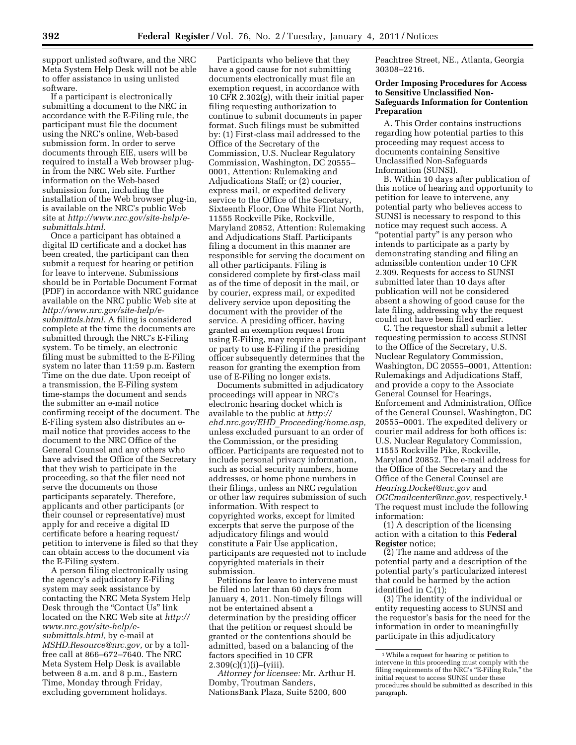support unlisted software, and the NRC Meta System Help Desk will not be able to offer assistance in using unlisted software.

If a participant is electronically submitting a document to the NRC in accordance with the E-Filing rule, the participant must file the document using the NRC's online, Web-based submission form. In order to serve documents through EIE, users will be required to install a Web browser plug-in from the NRC Web site. Further information on the Web-based submission form, including the installation of the Web browser plug-in, is available on the NRC's public Web site at *http://www.nrc.gov/site-help/e-submittals.html.*

Once a participant has obtained a digital ID certificate and a docket has been created, the participant can then submit a request for hearing or petition for leave to intervene. Submissions should be in Portable Document Format (PDF) in accordance with NRC guidance available on the NRC public Web site at *http://www.nrc.gov/site-help/e-submittals.html.* A filing is considered complete at the time the documents are submitted through the NRC's E-Filing system. To be timely, an electronic filing must be submitted to the E-Filing system no later than 11:59 p.m. Eastern Time on the due date. Upon receipt of a transmission, the E-Filing system time-stamps the document and sends the submitter an e-mail notice confirming receipt of the document. The E-Filing system also distributes an e-mail notice that provides access to the document to the NRC Office of the General Counsel and any others who have advised the Office of the Secretary that they wish to participate in the proceeding, so that the filer need not serve the documents on those participants separately. Therefore, applicants and other participants (or their counsel or representative) must apply for and receive a digital ID certificate before a hearing request/petition to intervene is filed so that they can obtain access to the document via the E-Filing system.

A person filing electronically using the agency's adjudicatory E-Filing system may seek assistance by contacting the NRC Meta System Help Desk through the "Contact Us" link located on the NRC Web site at *http://www.nrc.gov/site-help/e-submittals.html,* by e-mail at *MSHD.Resource@nrc.gov,* or by a toll-free call at 866–672–7640. The NRC Meta System Help Desk is available between 8 a.m. and 8 p.m., Eastern Time, Monday through Friday, excluding government holidays.

Participants who believe that they have a good cause for not submitting documents electronically must file an exemption request, in accordance with 10 CFR 2.302(g), with their initial paper filing requesting authorization to continue to submit documents in paper format. Such filings must be submitted by: (1) First-class mail addressed to the Office of the Secretary of the Commission, U.S. Nuclear Regulatory Commission, Washington, DC 20555–0001, Attention: Rulemaking and Adjudications Staff; or (2) courier, express mail, or expedited delivery service to the Office of the Secretary, Sixteenth Floor, One White Flint North, 11555 Rockville Pike, Rockville, Maryland 20852, Attention: Rulemaking and Adjudications Staff. Participants filing a document in this manner are responsible for serving the document on all other participants. Filing is considered complete by first-class mail as of the time of deposit in the mail, or by courier, express mail, or expedited delivery service upon depositing the document with the provider of the service. A presiding officer, having granted an exemption request from using E-Filing, may require a participant or party to use E-Filing if the presiding officer subsequently determines that the reason for granting the exemption from use of E-Filing no longer exists.

Documents submitted in adjudicatory proceedings will appear in NRC's electronic hearing docket which is available to the public at *http://ehd.nrc.gov/EHD_Proceeding/home.asp,* unless excluded pursuant to an order of the Commission, or the presiding officer. Participants are requested not to include personal privacy information, such as social security numbers, home addresses, or home phone numbers in their filings, unless an NRC regulation or other law requires submission of such information. With respect to copyrighted works, except for limited excerpts that serve the purpose of the adjudicatory filings and would constitute a Fair Use application, participants are requested not to include copyrighted materials in their submission.

Petitions for leave to intervene must be filed no later than 60 days from January 4, 2011. Non-timely filings will not be entertained absent a determination by the presiding officer that the petition or request should be granted or the contentions should be admitted, based on a balancing of the factors specified in 10 CFR 2.309(c)(1)(i)–(viii).

*Attorney for licensee:* Mr. Arthur H. Domby, Troutman Sanders, NationsBank Plaza, Suite 5200, 600 Peachtree Street, NE., Atlanta, Georgia 30308–2216.

## Order Imposing Procedures for Access to Sensitive Unclassified Non-Safeguards Information for Contention Preparation

A. This Order contains instructions regarding how potential parties to this proceeding may request access to documents containing Sensitive Unclassified Non-Safeguards Information (SUNSI).

B. Within 10 days after publication of this notice of hearing and opportunity to petition for leave to intervene, any potential party who believes access to SUNSI is necessary to respond to this notice may request such access. A "potential party" is any person who intends to participate as a party by demonstrating standing and filing an admissible contention under 10 CFR 2.309. Requests for access to SUNSI submitted later than 10 days after publication will not be considered absent a showing of good cause for the late filing, addressing why the request could not have been filed earlier.

C. The requestor shall submit a letter requesting permission to access SUNSI to the Office of the Secretary, U.S. Nuclear Regulatory Commission, Washington, DC 20555–0001, Attention: Rulemakings and Adjudications Staff, and provide a copy to the Associate General Counsel for Hearings, Enforcement and Administration, Office of the General Counsel, Washington, DC 20555–0001. The expedited delivery or courier mail address for both offices is: U.S. Nuclear Regulatory Commission, 11555 Rockville Pike, Rockville, Maryland 20852. The e-mail address for the Office of the Secretary and the Office of the General Counsel are *Hearing.Docket@nrc.gov* and *OGCmailcenter@nrc.gov,* respectively.[1] The request must include the following information:

(1) A description of the licensing action with a citation to this **Federal Register** notice;

(2) The name and address of the potential party and a description of the potential party's particularized interest that could be harmed by the action identified in C.(1);

(3) The identity of the individual or entity requesting access to SUNSI and the requestor's basis for the need for the information in order to meaningfully participate in this adjudicatory

[1] While a request for hearing or petition to intervene in this proceeding must comply with the filing requirements of the NRC's "E-Filing Rule," the initial request to access SUNSI under these procedures should be submitted as described in this paragraph.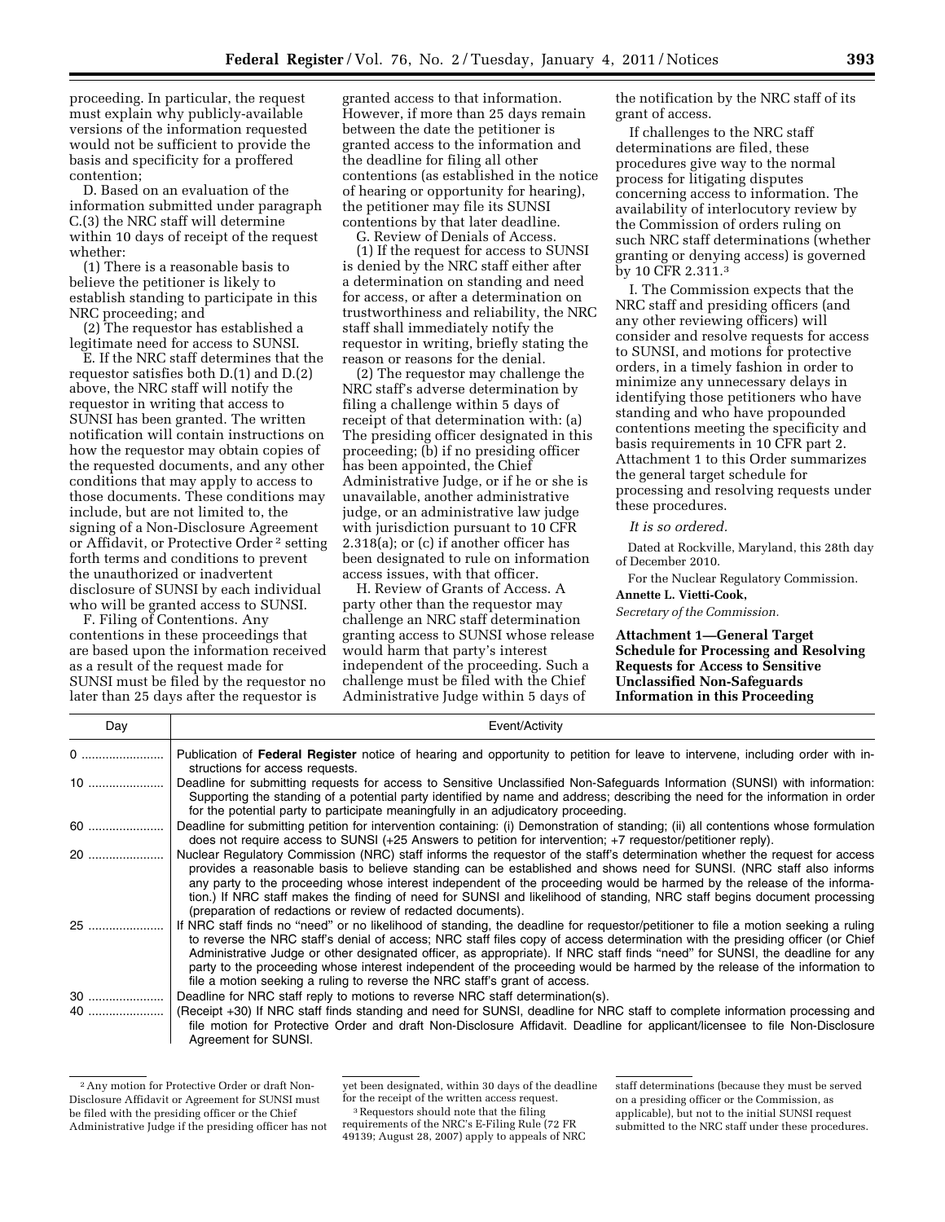proceeding. In particular, the request must explain why publicly-available versions of the information requested would not be sufficient to provide the basis and specificity for a proffered contention;

D. Based on an evaluation of the information submitted under paragraph C.(3) the NRC staff will determine within 10 days of receipt of the request whether:

(1) There is a reasonable basis to believe the petitioner is likely to establish standing to participate in this NRC proceeding; and

(2) The requestor has established a legitimate need for access to SUNSI.

E. If the NRC staff determines that the requestor satisfies both D.(1) and D.(2) above, the NRC staff will notify the requestor in writing that access to SUNSI has been granted. The written notification will contain instructions on how the requestor may obtain copies of the requested documents, and any other conditions that may apply to access to those documents. These conditions may include, but are not limited to, the signing of a Non-Disclosure Agreement or Affidavit, or Protective Order [2] setting forth terms and conditions to prevent the unauthorized or inadvertent disclosure of SUNSI by each individual who will be granted access to SUNSI.

F. Filing of Contentions. Any contentions in these proceedings that are based upon the information received as a result of the request made for SUNSI must be filed by the requestor no later than 25 days after the requestor is granted access to that information. However, if more than 25 days remain between the date the petitioner is granted access to the information and the deadline for filing all other contentions (as established in the notice of hearing or opportunity for hearing), the petitioner may file its SUNSI contentions by that later deadline.

G. Review of Denials of Access.

(1) If the request for access to SUNSI is denied by the NRC staff either after a determination on standing and need for access, or after a determination on trustworthiness and reliability, the NRC staff shall immediately notify the requestor in writing, briefly stating the reason or reasons for the denial.

(2) The requestor may challenge the NRC staff's adverse determination by filing a challenge within 5 days of receipt of that determination with: (a) The presiding officer designated in this proceeding; (b) if no presiding officer has been appointed, the Chief Administrative Judge, or if he or she is unavailable, another administrative judge, or an administrative law judge with jurisdiction pursuant to 10 CFR 2.318(a); or (c) if another officer has been designated to rule on information access issues, with that officer.

H. Review of Grants of Access. A party other than the requestor may challenge an NRC staff determination granting access to SUNSI whose release would harm that party's interest independent of the proceeding. Such a challenge must be filed with the Chief Administrative Judge within 5 days of the notification by the NRC staff of its grant of access.

If challenges to the NRC staff determinations are filed, these procedures give way to the normal process for litigating disputes concerning access to information. The availability of interlocutory review by the Commission of orders ruling on such NRC staff determinations (whether granting or denying access) is governed by 10 CFR 2.311.[3]

I. The Commission expects that the NRC staff and presiding officers (and any other reviewing officers) will consider and resolve requests for access to SUNSI, and motions for protective orders, in a timely fashion in order to minimize any unnecessary delays in identifying those petitioners who have standing and who have propounded contentions meeting the specificity and basis requirements in 10 CFR part 2. Attachment 1 to this Order summarizes the general target schedule for processing and resolving requests under these procedures.

*It is so ordered.*

Dated at Rockville, Maryland, this 28th day of December 2010.

For the Nuclear Regulatory Commission.

**Annette L. Vietti-Cook,**

*Secretary of the Commission.*

**Attachment 1—General Target Schedule for Processing and Resolving Requests for Access to Sensitive Unclassified Non-Safeguards Information in this Proceeding**

| Day | Event/Activity |
|---|---|
| 0 | Publication of **Federal Register** notice of hearing and opportunity to petition for leave to intervene, including order with instructions for access requests. |
| 10 | Deadline for submitting requests for access to Sensitive Unclassified Non-Safeguards Information (SUNSI) with information: Supporting the standing of a potential party identified by name and address; describing the need for the information in order for the potential party to participate meaningfully in an adjudicatory proceeding. |
| 60 | Deadline for submitting petition for intervention containing: (i) Demonstration of standing; (ii) all contentions whose formulation does not require access to SUNSI (+25 Answers to petition for intervention; +7 requestor/petitioner reply). |
| 20 | Nuclear Regulatory Commission (NRC) staff informs the requestor of the staff's determination whether the request for access provides a reasonable basis to believe standing can be established and shows need for SUNSI. (NRC staff also informs any party to the proceeding whose interest independent of the proceeding would be harmed by the release of the information.) If NRC staff makes the finding of need for SUNSI and likelihood of standing, NRC staff begins document processing (preparation of redactions or review of redacted documents). |
| 25 | If NRC staff finds no "need" or no likelihood of standing, the deadline for requestor/petitioner to file a motion seeking a ruling to reverse the NRC staff's denial of access; NRC staff files copy of access determination with the presiding officer (or Chief Administrative Judge or other designated officer, as appropriate). If NRC staff finds "need" for SUNSI, the deadline for any party to the proceeding whose interest independent of the proceeding would be harmed by the release of the information to file a motion seeking a ruling to reverse the NRC staff's grant of access. |
| 30 | Deadline for NRC staff reply to motions to reverse NRC staff determination(s). |
| 40 | (Receipt +30) If NRC staff finds standing and need for SUNSI, deadline for NRC staff to complete information processing and file motion for Protective Order and draft Non-Disclosure Affidavit. Deadline for applicant/licensee to file Non-Disclosure Agreement for SUNSI. |

[2] Any motion for Protective Order or draft Non-Disclosure Affidavit or Agreement for SUNSI must be filed with the presiding officer or the Chief Administrative Judge if the presiding officer has not yet been designated, within 30 days of the deadline for the receipt of the written access request.

[3] Requestors should note that the filing requirements of the NRC's E-Filing Rule (72 FR 49139; August 28, 2007) apply to appeals of NRC staff determinations (because they must be served on a presiding officer or the Commission, as applicable), but not to the initial SUNSI request submitted to the NRC staff under these procedures.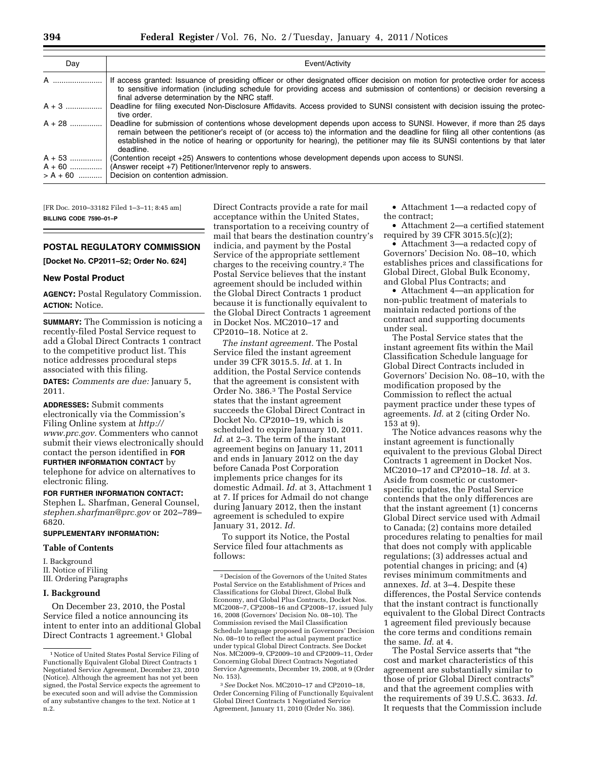| Day | Event/Activity |
|---|---|
| A ....................... | If access granted: Issuance of presiding officer or other designated officer decision on motion for protective order for access to sensitive information (including schedule for providing access and submission of contentions) or decision reversing a final adverse determination by the NRC staff. |
| A + 3 ................. | Deadline for filing executed Non-Disclosure Affidavits. Access provided to SUNSI consistent with decision issuing the protective order. |
| A + 28 ............... | Deadline for submission of contentions whose development depends upon access to SUNSI. However, if more than 25 days remain between the petitioner's receipt of (or access to) the information and the deadline for filing all other contentions (as established in the notice of hearing or opportunity for hearing), the petitioner may file its SUNSI contentions by that later deadline. |
| A + 53 ............... | (Contention receipt +25) Answers to contentions whose development depends upon access to SUNSI. |
| A + 60 ............... | (Answer receipt +7) Petitioner/Intervenor reply to answers. |
| > A + 60 ........... | Decision on contention admission. |

[FR Doc. 2010–33182 Filed 1–3–11; 8:45 am]

**BILLING CODE 7590–01–P**

## POSTAL REGULATORY COMMISSION

**[Docket No. CP2011–52; Order No. 624]**

### New Postal Product

**AGENCY:** Postal Regulatory Commission.

**ACTION:** Notice.

**SUMMARY:** The Commission is noticing a recently-filed Postal Service request to add a Global Direct Contracts 1 contract to the competitive product list. This notice addresses procedural steps associated with this filing.

**DATES:** *Comments are due:* January 5, 2011.

**ADDRESSES:** Submit comments electronically via the Commission's Filing Online system at *http://www.prc.gov*. Commenters who cannot submit their views electronically should contact the person identified in **FOR FURTHER INFORMATION CONTACT** by telephone for advice on alternatives to electronic filing.

**FOR FURTHER INFORMATION CONTACT:** Stephen L. Sharfman, General Counsel, *stephen.sharfman@prc.gov* or 202–789–6820.

**SUPPLEMENTARY INFORMATION:**

### Table of Contents

I. Background
II. Notice of Filing
III. Ordering Paragraphs

### I. Background

On December 23, 2010, the Postal Service filed a notice announcing its intent to enter into an additional Global Direct Contracts 1 agreement.[1] Global Direct Contracts provide a rate for mail acceptance within the United States, transportation to a receiving country of mail that bears the destination country's indicia, and payment by the Postal Service of the appropriate settlement charges to the receiving country.[2] The Postal Service believes that the instant agreement should be included within the Global Direct Contracts 1 product because it is functionally equivalent to the Global Direct Contracts 1 agreement in Docket Nos. MC2010–17 and CP2010–18. Notice at 2.

*The instant agreement.* The Postal Service filed the instant agreement under 39 CFR 3015.5. *Id.* at 1. In addition, the Postal Service contends that the agreement is consistent with Order No. 386.[3] The Postal Service states that the instant agreement succeeds the Global Direct Contract in Docket No. CP2010–19, which is scheduled to expire January 10, 2011. *Id.* at 2–3. The term of the instant agreement begins on January 11, 2011 and ends in January 2012 on the day before Canada Post Corporation implements price changes for its domestic Admail. *Id.* at 3, Attachment 1 at 7. If prices for Admail do not change during January 2012, then the instant agreement is scheduled to expire January 31, 2012. *Id.*

To support its Notice, the Postal Service filed four attachments as follows:

- Attachment 1—a redacted copy of the contract;
- Attachment 2—a certified statement required by 39 CFR 3015.5(c)(2);
- Attachment 3—a redacted copy of Governors' Decision No. 08–10, which establishes prices and classifications for Global Direct, Global Bulk Economy, and Global Plus Contracts; and
- Attachment 4—an application for non-public treatment of materials to maintain redacted portions of the contract and supporting documents under seal.

The Postal Service states that the instant agreement fits within the Mail Classification Schedule language for Global Direct Contracts included in Governors' Decision No. 08–10, with the modification proposed by the Commission to reflect the actual payment practice under these types of agreements. *Id.* at 2 (citing Order No. 153 at 9).

The Notice advances reasons why the instant agreement is functionally equivalent to the previous Global Direct Contracts 1 agreement in Docket Nos. MC2010–17 and CP2010–18. *Id.* at 3. Aside from cosmetic or customer-specific updates, the Postal Service contends that the only differences are that the instant agreement (1) concerns Global Direct service used with Admail to Canada; (2) contains more detailed procedures relating to penalties for mail that does not comply with applicable regulations; (3) addresses actual and potential changes in pricing; and (4) revises minimum commitments and annexes. *Id.* at 3–4. Despite these differences, the Postal Service contends that the instant contract is functionally equivalent to the Global Direct Contracts 1 agreement filed previously because the core terms and conditions remain the same. *Id.* at 4.

The Postal Service asserts that "the cost and market characteristics of this agreement are substantially similar to those of prior Global Direct contracts" and that the agreement complies with the requirements of 39 U.S.C. 3633. *Id.* It requests that the Commission include

---

[1] Notice of United States Postal Service Filing of Functionally Equivalent Global Direct Contracts 1 Negotiated Service Agreement, December 23, 2010 (Notice). Although the agreement has not yet been signed, the Postal Service expects the agreement to be executed soon and will advise the Commission of any substantive changes to the text. Notice at 1 n.2.

[2] Decision of the Governors of the United States Postal Service on the Establishment of Prices and Classifications for Global Direct, Global Bulk Economy, and Global Plus Contracts, Docket Nos. MC2008–7, CP2008–16 and CP2008–17, issued July 16, 2008 (Governors' Decision No. 08–10). The Commission revised the Mail Classification Schedule language proposed in Governors' Decision No. 08–10 to reflect the actual payment practice under typical Global Direct Contracts. See Docket Nos. MC2009–9, CP2009–10 and CP2009–11, Order Concerning Global Direct Contracts Negotiated Service Agreements, December 19, 2008, at 9 (Order No. 153).

[3] *See* Docket Nos. MC2010–17 and CP2010–18, Order Concerning Filing of Functionally Equivalent Global Direct Contracts 1 Negotiated Service Agreement, January 11, 2010 (Order No. 386).